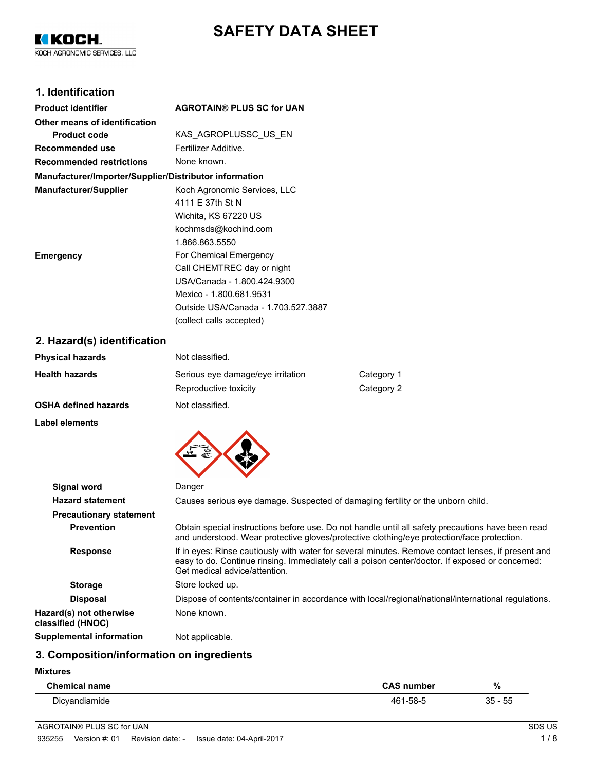# SAFETY DATA SHEET

KOCH AGRONOMIC SERVICES, LLC

## 1. Identification

| | |
|---|---|
| **Product identifier** | **AGROTAIN® PLUS SC for UAN** |
| **Other means of identification** | |
| **Product code** | KAS_AGROPLUSSC_US_EN |
| **Recommended use** | Fertilizer Additive. |
| **Recommended restrictions** | None known. |

**Manufacturer/Importer/Supplier/Distributor information**

| | |
|---|---|
| **Manufacturer/Supplier** | Koch Agronomic Services, LLC<br>4111 E 37th St N<br>Wichita, KS 67220 US<br>kochmsds@kochind.com<br>1.866.863.5550 |
| **Emergency** | For Chemical Emergency<br>Call CHEMTREC day or night<br>USA/Canada - 1.800.424.9300<br>Mexico - 1.800.681.9531<br>Outside USA/Canada - 1.703.527.3887<br>(collect calls accepted) |

## 2. Hazard(s) identification

| | | |
|---|---|---|
| **Physical hazards** | Not classified. | |
| **Health hazards** | Serious eye damage/eye irritation | Category 1 |
| | Reproductive toxicity | Category 2 |
| **OSHA defined hazards** | Not classified. | |

**Label elements**

**Signal word** Danger

**Hazard statement** Causes serious eye damage. Suspected of damaging fertility or the unborn child.

**Precautionary statement**

**Prevention** Obtain special instructions before use. Do not handle until all safety precautions have been read and understood. Wear protective gloves/protective clothing/eye protection/face protection.

**Response** If in eyes: Rinse cautiously with water for several minutes. Remove contact lenses, if present and easy to do. Continue rinsing. Immediately call a poison center/doctor. If exposed or concerned: Get medical advice/attention.

**Storage** Store locked up.

**Disposal** Dispose of contents/container in accordance with local/regional/national/international regulations.

**Hazard(s) not otherwise classified (HNOC)** None known.

**Supplemental information** Not applicable.

## 3. Composition/information on ingredients

**Mixtures**

| Chemical name | CAS number | % |
|---|---|---|
| Dicyandiamide | 461-58-5 | 35 - 55 |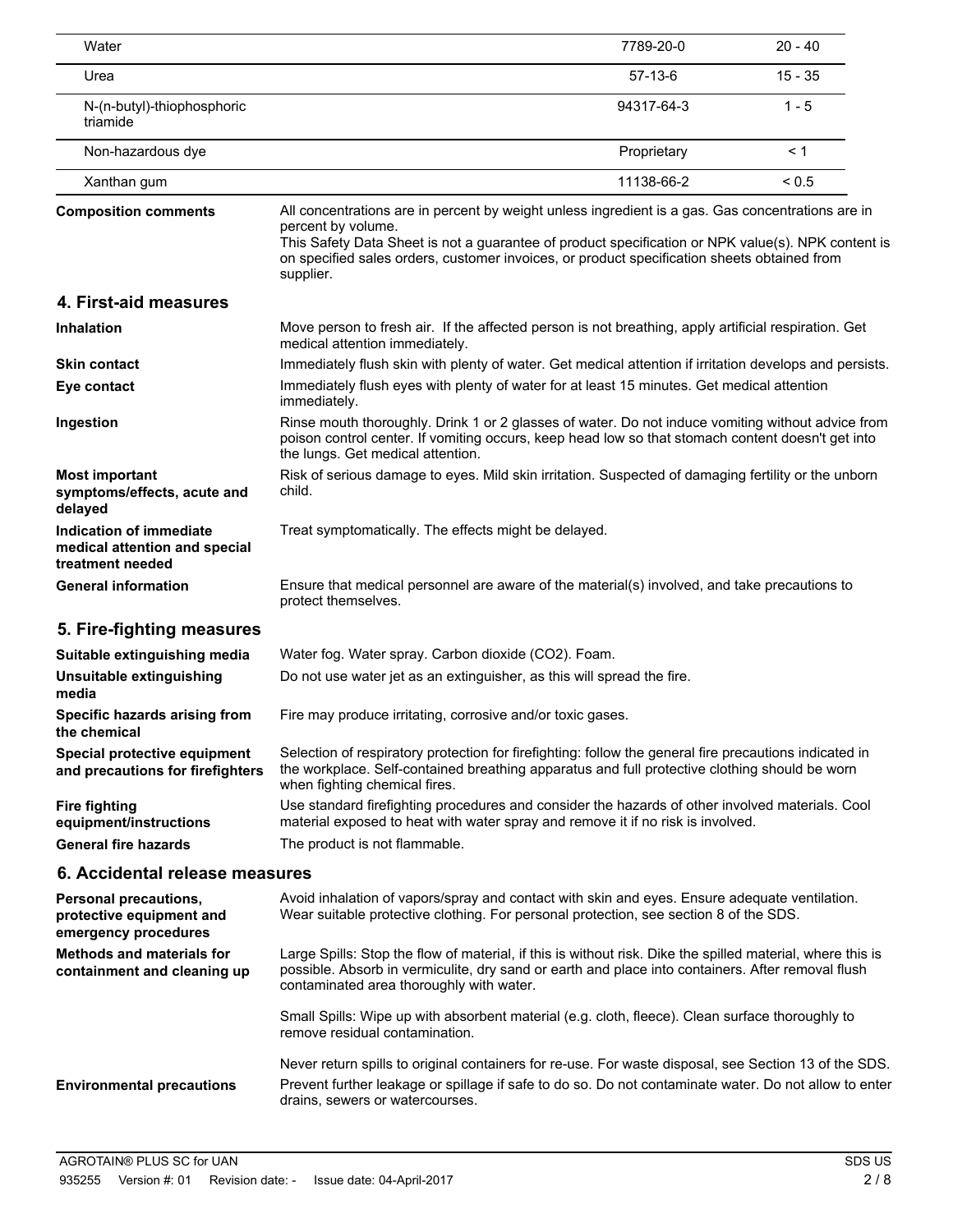| | | |
|---|---|---|
| Water | 7789-20-0 | 20 - 40 |
| Urea | 57-13-6 | 15 - 35 |
| N-(n-butyl)-thiophosphoric triamide | 94317-64-3 | 1 - 5 |
| Non-hazardous dye | Proprietary | < 1 |
| Xanthan gum | 11138-66-2 | < 0.5 |

**Composition comments** All concentrations are in percent by weight unless ingredient is a gas. Gas concentrations are in percent by volume.
This Safety Data Sheet is not a guarantee of product specification or NPK value(s). NPK content is on specified sales orders, customer invoices, or product specification sheets obtained from supplier.

## 4. First-aid measures

**Inhalation** Move person to fresh air. If the affected person is not breathing, apply artificial respiration. Get medical attention immediately.

**Skin contact** Immediately flush skin with plenty of water. Get medical attention if irritation develops and persists.

**Eye contact** Immediately flush eyes with plenty of water for at least 15 minutes. Get medical attention immediately.

**Ingestion** Rinse mouth thoroughly. Drink 1 or 2 glasses of water. Do not induce vomiting without advice from poison control center. If vomiting occurs, keep head low so that stomach content doesn't get into the lungs. Get medical attention.

**Most important symptoms/effects, acute and delayed** Risk of serious damage to eyes. Mild skin irritation. Suspected of damaging fertility or the unborn child.

**Indication of immediate medical attention and special treatment needed** Treat symptomatically. The effects might be delayed.

**General information** Ensure that medical personnel are aware of the material(s) involved, and take precautions to protect themselves.

## 5. Fire-fighting measures

**Suitable extinguishing media** Water fog. Water spray. Carbon dioxide ($CO_2$). Foam.

**Unsuitable extinguishing media** Do not use water jet as an extinguisher, as this will spread the fire.

**Specific hazards arising from the chemical** Fire may produce irritating, corrosive and/or toxic gases.

**Special protective equipment and precautions for firefighters** Selection of respiratory protection for firefighting: follow the general fire precautions indicated in the workplace. Self-contained breathing apparatus and full protective clothing should be worn when fighting chemical fires.

**Fire fighting equipment/instructions** Use standard firefighting procedures and consider the hazards of other involved materials. Cool material exposed to heat with water spray and remove it if no risk is involved.

**General fire hazards** The product is not flammable.

## 6. Accidental release measures

**Personal precautions, protective equipment and emergency procedures** Avoid inhalation of vapors/spray and contact with skin and eyes. Ensure adequate ventilation. Wear suitable protective clothing. For personal protection, see section 8 of the SDS.

**Methods and materials for containment and cleaning up** Large Spills: Stop the flow of material, if this is without risk. Dike the spilled material, where this is possible. Absorb in vermiculite, dry sand or earth and place into containers. After removal flush contaminated area thoroughly with water.

Small Spills: Wipe up with absorbent material (e.g. cloth, fleece). Clean surface thoroughly to remove residual contamination.

Never return spills to original containers for re-use. For waste disposal, see Section 13 of the SDS.

**Environmental precautions** Prevent further leakage or spillage if safe to do so. Do not contaminate water. Do not allow to enter drains, sewers or watercourses.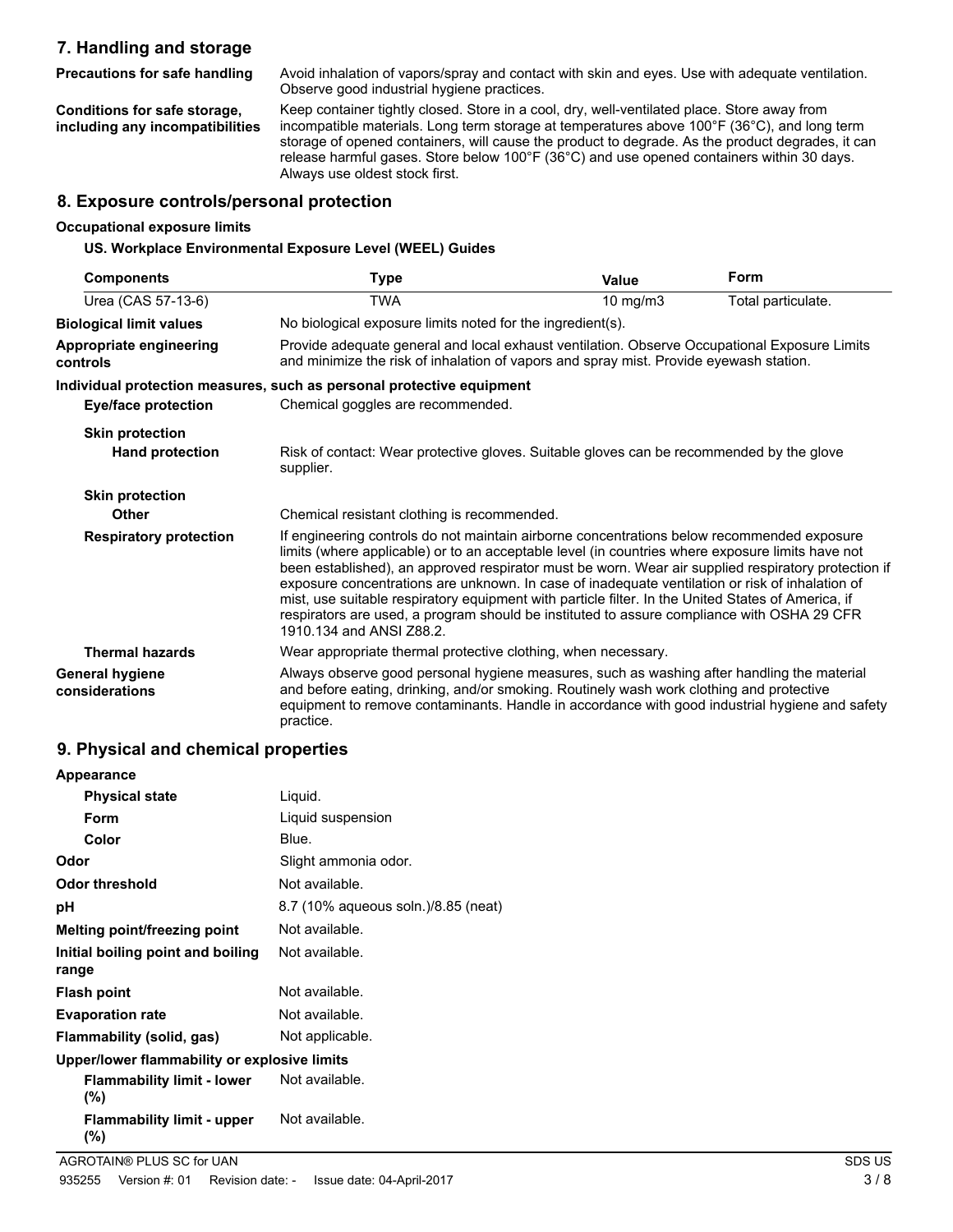## 7. Handling and storage

| | |
|---|---|
| **Precautions for safe handling** | Avoid inhalation of vapors/spray and contact with skin and eyes. Use with adequate ventilation. Observe good industrial hygiene practices. |
| **Conditions for safe storage, including any incompatibilities** | Keep container tightly closed. Store in a cool, dry, well-ventilated place. Store away from incompatible materials. Long term storage at temperatures above 100°F (36°C), and long term storage of opened containers, will cause the product to degrade. As the product degrades, it can release harmful gases. Store below 100°F (36°C) and use opened containers within 30 days. Always use oldest stock first. |

## 8. Exposure controls/personal protection

**Occupational exposure limits**

**US. Workplace Environmental Exposure Level (WEEL) Guides**

| Components | Type | Value | Form |
|---|---|---|---|
| Urea (CAS 57-13-6) | TWA | 10 mg/m3 | Total particulate. |

| | |
|---|---|
| **Biological limit values** | No biological exposure limits noted for the ingredient(s). |
| **Appropriate engineering controls** | Provide adequate general and local exhaust ventilation. Observe Occupational Exposure Limits and minimize the risk of inhalation of vapors and spray mist. Provide eyewash station. |

**Individual protection measures, such as personal protective equipment**

| | |
|---|---|
| **Eye/face protection** | Chemical goggles are recommended. |
| **Skin protection** | |
| **Hand protection** | Risk of contact: Wear protective gloves. Suitable gloves can be recommended by the glove supplier. |
| **Skin protection** | |
| **Other** | Chemical resistant clothing is recommended. |
| **Respiratory protection** | If engineering controls do not maintain airborne concentrations below recommended exposure limits (where applicable) or to an acceptable level (in countries where exposure limits have not been established), an approved respirator must be worn. Wear air supplied respiratory protection if exposure concentrations are unknown. In case of inadequate ventilation or risk of inhalation of mist, use suitable respiratory equipment with particle filter. In the United States of America, if respirators are used, a program should be instituted to assure compliance with OSHA 29 CFR 1910.134 and ANSI Z88.2. |
| **Thermal hazards** | Wear appropriate thermal protective clothing, when necessary. |
| **General hygiene considerations** | Always observe good personal hygiene measures, such as washing after handling the material and before eating, drinking, and/or smoking. Routinely wash work clothing and protective equipment to remove contaminants. Handle in accordance with good industrial hygiene and safety practice. |

## 9. Physical and chemical properties

| | |
|---|---|
| **Appearance** | |
| **Physical state** | Liquid. |
| **Form** | Liquid suspension |
| **Color** | Blue. |
| **Odor** | Slight ammonia odor. |
| **Odor threshold** | Not available. |
| **pH** | 8.7 (10% aqueous soln.)/8.85 (neat) |
| **Melting point/freezing point** | Not available. |
| **Initial boiling point and boiling range** | Not available. |
| **Flash point** | Not available. |
| **Evaporation rate** | Not available. |
| **Flammability (solid, gas)** | Not applicable. |
| **Upper/lower flammability or explosive limits** | |
| **Flammability limit - lower (%)** | Not available. |
| **Flammability limit - upper (%)** | Not available. |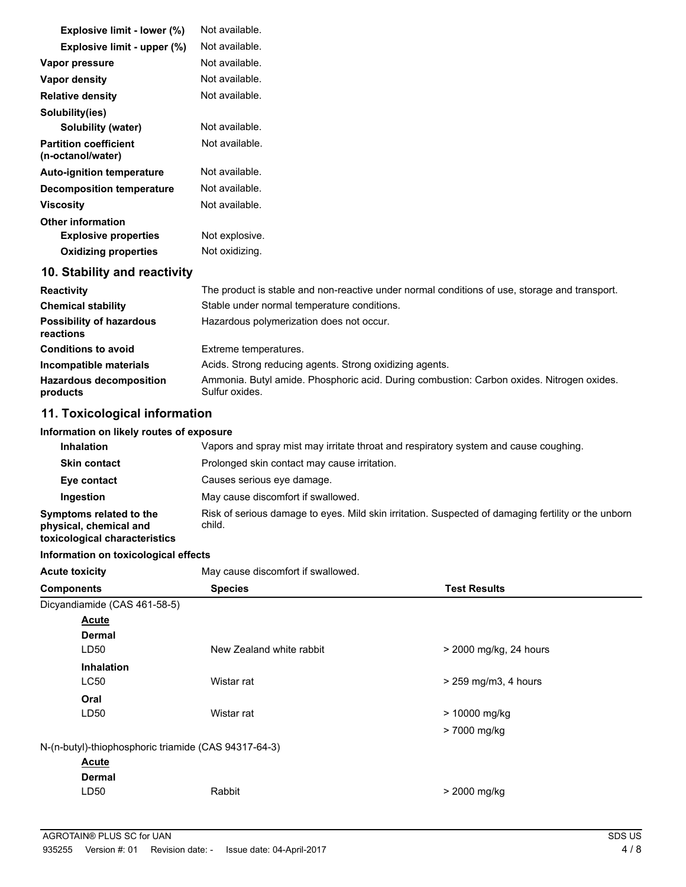| | |
|---|---|
| **Explosive limit - lower (%)** | Not available. |
| **Explosive limit - upper (%)** | Not available. |
| **Vapor pressure** | Not available. |
| **Vapor density** | Not available. |
| **Relative density** | Not available. |
| **Solubility(ies)** | |
| **Solubility (water)** | Not available. |
| **Partition coefficient (n-octanol/water)** | Not available. |
| **Auto-ignition temperature** | Not available. |
| **Decomposition temperature** | Not available. |
| **Viscosity** | Not available. |
| **Other information** | |
| **Explosive properties** | Not explosive. |
| **Oxidizing properties** | Not oxidizing. |

## 10. Stability and reactivity

| | |
|---|---|
| **Reactivity** | The product is stable and non-reactive under normal conditions of use, storage and transport. |
| **Chemical stability** | Stable under normal temperature conditions. |
| **Possibility of hazardous reactions** | Hazardous polymerization does not occur. |
| **Conditions to avoid** | Extreme temperatures. |
| **Incompatible materials** | Acids. Strong reducing agents. Strong oxidizing agents. |
| **Hazardous decomposition products** | Ammonia. Butyl amide. Phosphoric acid. During combustion: Carbon oxides. Nitrogen oxides. Sulfur oxides. |

## 11. Toxicological information

**Information on likely routes of exposure**

| | |
|---|---|
| **Inhalation** | Vapors and spray mist may irritate throat and respiratory system and cause coughing. |
| **Skin contact** | Prolonged skin contact may cause irritation. |
| **Eye contact** | Causes serious eye damage. |
| **Ingestion** | May cause discomfort if swallowed. |
| **Symptoms related to the physical, chemical and toxicological characteristics** | Risk of serious damage to eyes. Mild skin irritation. Suspected of damaging fertility or the unborn child. |

**Information on toxicological effects**

**Acute toxicity** May cause discomfort if swallowed.

| Components | Species | Test Results |
|---|---|---|
| Dicyandiamide (CAS 461-58-5) | | |
| **Acute** | | |
| **Dermal** | | |
| LD50 | New Zealand white rabbit | > 2000 mg/kg, 24 hours |
| **Inhalation** | | |
| LC50 | Wistar rat | > 259 mg/m3, 4 hours |
| **Oral** | | |
| LD50 | Wistar rat | > 10000 mg/kg |
| | | > 7000 mg/kg |
| N-(n-butyl)-thiophosphoric triamide (CAS 94317-64-3) | | |
| **Acute** | | |
| **Dermal** | | |
| LD50 | Rabbit | > 2000 mg/kg |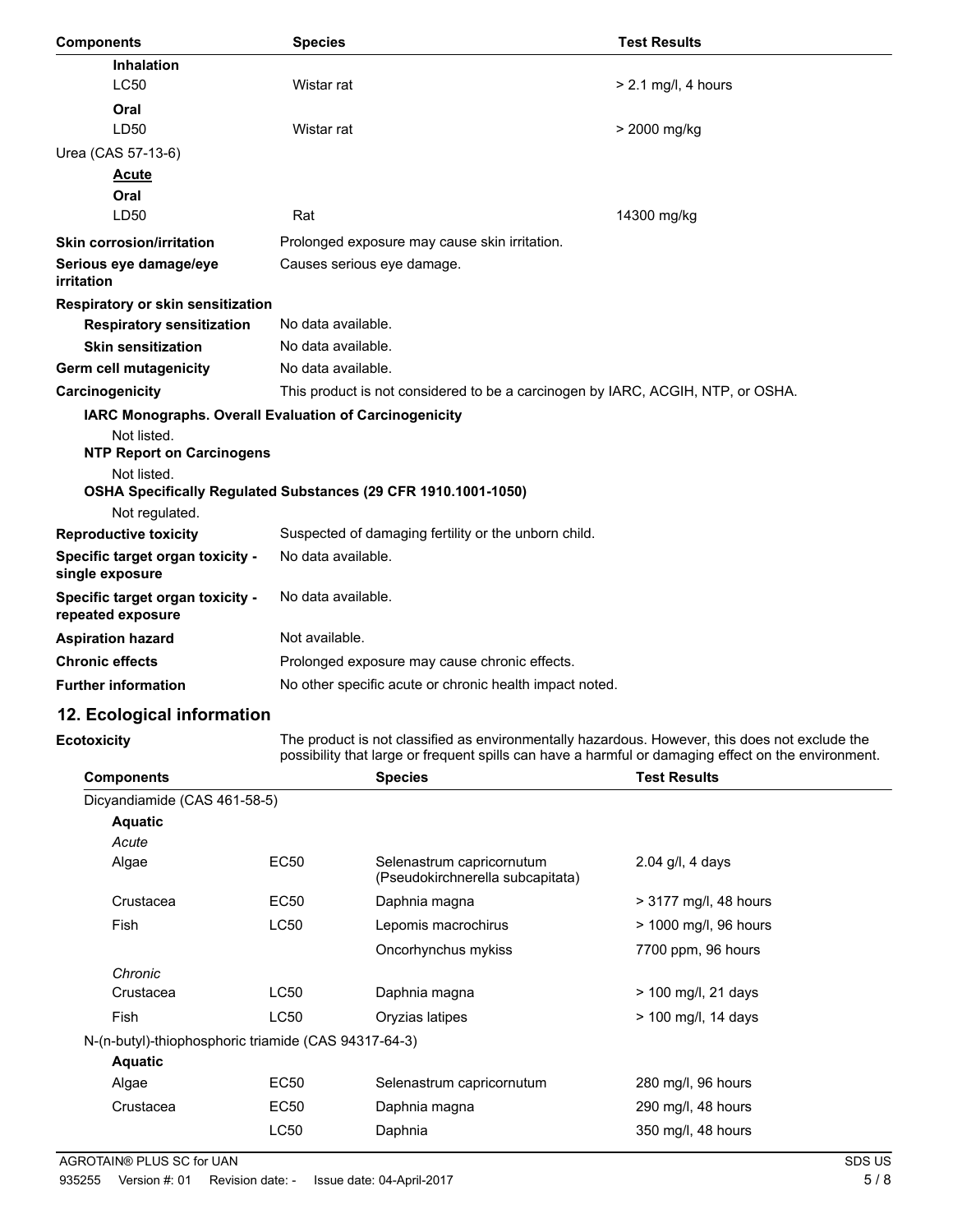| Components | Species | Test Results |
| --- | --- | --- |
| **Inhalation** | | |
| LC50 | Wistar rat | > 2.1 mg/l, 4 hours |
| **Oral** | | |
| LD50 | Wistar rat | > 2000 mg/kg |
| Urea (CAS 57-13-6) | | |
| **Acute** | | |
| **Oral** | | |
| LD50 | Rat | 14300 mg/kg |

**Skin corrosion/irritation** Prolonged exposure may cause skin irritation.

**Serious eye damage/eye irritation** Causes serious eye damage.

**Respiratory or skin sensitization**

**Respiratory sensitization** No data available.

**Skin sensitization** No data available.

**Germ cell mutagenicity** No data available.

**Carcinogenicity** This product is not considered to be a carcinogen by IARC, ACGIH, NTP, or OSHA.

**IARC Monographs. Overall Evaluation of Carcinogenicity**

Not listed.

**NTP Report on Carcinogens**

Not listed.

**OSHA Specifically Regulated Substances (29 CFR 1910.1001-1050)**

Not regulated.

**Reproductive toxicity** Suspected of damaging fertility or the unborn child.

**Specific target organ toxicity - single exposure** No data available.

**Specific target organ toxicity - repeated exposure** No data available.

**Aspiration hazard** Not available.

**Chronic effects** Prolonged exposure may cause chronic effects.

**Further information** No other specific acute or chronic health impact noted.

## 12. Ecological information

**Ecotoxicity** The product is not classified as environmentally hazardous. However, this does not exclude the possibility that large or frequent spills can have a harmful or damaging effect on the environment.

| Components | | Species | Test Results |
| --- | --- | --- | --- |
| Dicyandiamide (CAS 461-58-5) | | | |
| **Aquatic** | | | |
| *Acute* | | | |
| Algae | EC50 | Selenastrum capricornutum (Pseudokirchnerella subcapitata) | 2.04 g/l, 4 days |
| Crustacea | EC50 | Daphnia magna | > 3177 mg/l, 48 hours |
| Fish | LC50 | Lepomis macrochirus | > 1000 mg/l, 96 hours |
| | | Oncorhynchus mykiss | 7700 ppm, 96 hours |
| *Chronic* | | | |
| Crustacea | LC50 | Daphnia magna | > 100 mg/l, 21 days |
| Fish | LC50 | Oryzias latipes | > 100 mg/l, 14 days |
| N-(n-butyl)-thiophosphoric triamide (CAS 94317-64-3) | | | |
| **Aquatic** | | | |
| Algae | EC50 | Selenastrum capricornutum | 280 mg/l, 96 hours |
| Crustacea | EC50 | Daphnia magna | 290 mg/l, 48 hours |
| | LC50 | Daphnia | 350 mg/l, 48 hours |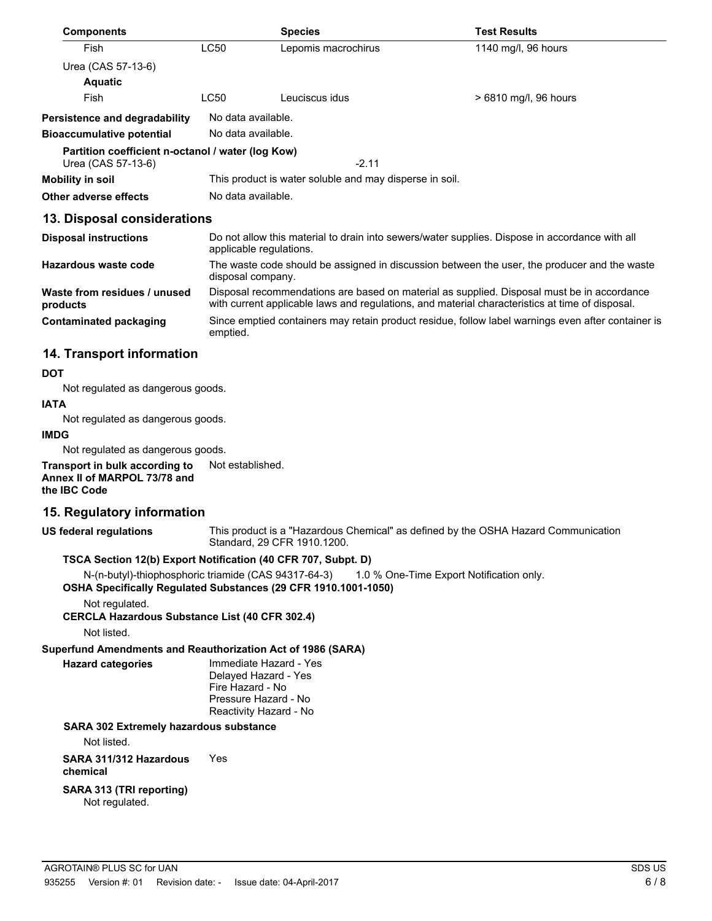| Components | | Species | Test Results |
|---|---|---|---|
| Fish | LC50 | Lepomis macrochirus | 1140 mg/l, 96 hours |
| Urea (CAS 57-13-6) | | | |
| **Aquatic** | | | |
| Fish | LC50 | Leuciscus idus | > 6810 mg/l, 96 hours |

**Persistence and degradability** No data available.

**Bioaccumulative potential** No data available.

**Partition coefficient n-octanol / water (log Kow)**
Urea (CAS 57-13-6) -2.11

**Mobility in soil** This product is water soluble and may disperse in soil.

**Other adverse effects** No data available.

## 13. Disposal considerations

**Disposal instructions** Do not allow this material to drain into sewers/water supplies. Dispose in accordance with all applicable regulations.

**Hazardous waste code** The waste code should be assigned in discussion between the user, the producer and the waste disposal company.

**Waste from residues / unused products** Disposal recommendations are based on material as supplied. Disposal must be in accordance with current applicable laws and regulations, and material characteristics at time of disposal.

**Contaminated packaging** Since emptied containers may retain product residue, follow label warnings even after container is emptied.

## 14. Transport information

**DOT**

Not regulated as dangerous goods.

**IATA**

Not regulated as dangerous goods.

**IMDG**

Not regulated as dangerous goods.

**Transport in bulk according to Annex II of MARPOL 73/78 and the IBC Code** Not established.

## 15. Regulatory information

**US federal regulations** This product is a "Hazardous Chemical" as defined by the OSHA Hazard Communication Standard, 29 CFR 1910.1200.

**TSCA Section 12(b) Export Notification (40 CFR 707, Subpt. D)**

N-(n-butyl)-thiophosphoric triamide (CAS 94317-64-3) 1.0 % One-Time Export Notification only.

**OSHA Specifically Regulated Substances (29 CFR 1910.1001-1050)**

Not regulated.

**CERCLA Hazardous Substance List (40 CFR 302.4)**

Not listed.

**Superfund Amendments and Reauthorization Act of 1986 (SARA)**

**Hazard categories**
Immediate Hazard - Yes
Delayed Hazard - Yes
Fire Hazard - No
Pressure Hazard - No
Reactivity Hazard - No

**SARA 302 Extremely hazardous substance**

Not listed.

**SARA 311/312 Hazardous chemical** Yes

**SARA 313 (TRI reporting)**

Not regulated.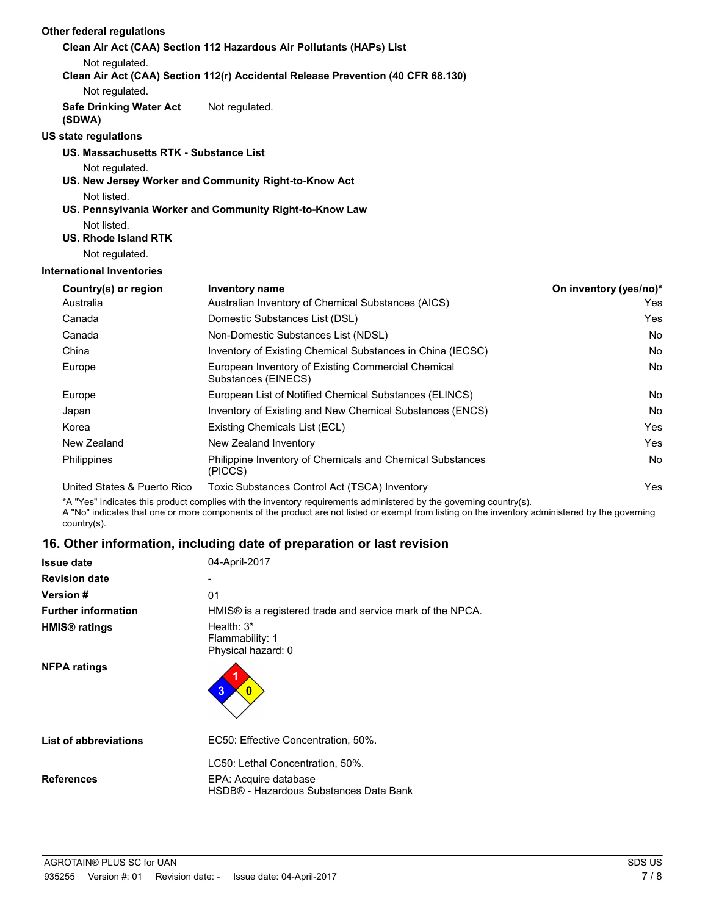**Other federal regulations**

**Clean Air Act (CAA) Section 112 Hazardous Air Pollutants (HAPs) List**

Not regulated.

**Clean Air Act (CAA) Section 112(r) Accidental Release Prevention (40 CFR 68.130)**

Not regulated.

**Safe Drinking Water Act (SDWA)** Not regulated.

**US state regulations**

**US. Massachusetts RTK - Substance List**

Not regulated.

**US. New Jersey Worker and Community Right-to-Know Act**

Not listed.

**US. Pennsylvania Worker and Community Right-to-Know Law**

Not listed.

**US. Rhode Island RTK**

Not regulated.

**International Inventories**

| Country(s) or region | Inventory name | On inventory (yes/no)* |
|---|---|---|
| Australia | Australian Inventory of Chemical Substances (AICS) | Yes |
| Canada | Domestic Substances List (DSL) | Yes |
| Canada | Non-Domestic Substances List (NDSL) | No |
| China | Inventory of Existing Chemical Substances in China (IECSC) | No |
| Europe | European Inventory of Existing Commercial Chemical Substances (EINECS) | No |
| Europe | European List of Notified Chemical Substances (ELINCS) | No |
| Japan | Inventory of Existing and New Chemical Substances (ENCS) | No |
| Korea | Existing Chemicals List (ECL) | Yes |
| New Zealand | New Zealand Inventory | Yes |
| Philippines | Philippine Inventory of Chemicals and Chemical Substances (PICCS) | No |
| United States & Puerto Rico | Toxic Substances Control Act (TSCA) Inventory | Yes |

*A "Yes" indicates this product complies with the inventory requirements administered by the governing country(s).
A "No" indicates that one or more components of the product are not listed or exempt from listing on the inventory administered by the governing country(s).

## 16. Other information, including date of preparation or last revision

**Issue date** 04-April-2017

**Revision date** -

**Version #** 01

**Further information** HMIS® is a registered trade and service mark of the NPCA.

**HMIS® ratings**
Health: 3*
Flammability: 1
Physical hazard: 0

**NFPA ratings**

1
3 0

**List of abbreviations**
EC50: Effective Concentration, 50%.

LC50: Lethal Concentration, 50%.

**References**
EPA: Acquire database
HSDB® - Hazardous Substances Data Bank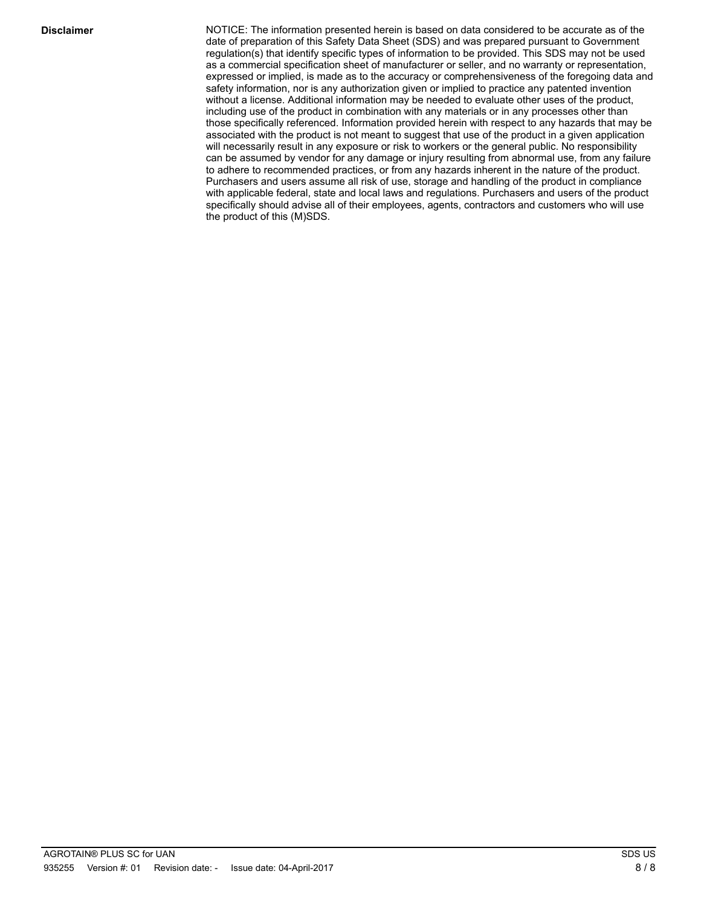**Disclaimer**

NOTICE: The information presented herein is based on data considered to be accurate as of the date of preparation of this Safety Data Sheet (SDS) and was prepared pursuant to Government regulation(s) that identify specific types of information to be provided. This SDS may not be used as a commercial specification sheet of manufacturer or seller, and no warranty or representation, expressed or implied, is made as to the accuracy or comprehensiveness of the foregoing data and safety information, nor is any authorization given or implied to practice any patented invention without a license. Additional information may be needed to evaluate other uses of the product, including use of the product in combination with any materials or in any processes other than those specifically referenced. Information provided herein with respect to any hazards that may be associated with the product is not meant to suggest that use of the product in a given application will necessarily result in any exposure or risk to workers or the general public. No responsibility can be assumed by vendor for any damage or injury resulting from abnormal use, from any failure to adhere to recommended practices, or from any hazards inherent in the nature of the product. Purchasers and users assume all risk of use, storage and handling of the product in compliance with applicable federal, state and local laws and regulations. Purchasers and users of the product specifically should advise all of their employees, agents, contractors and customers who will use the product of this (M)SDS.